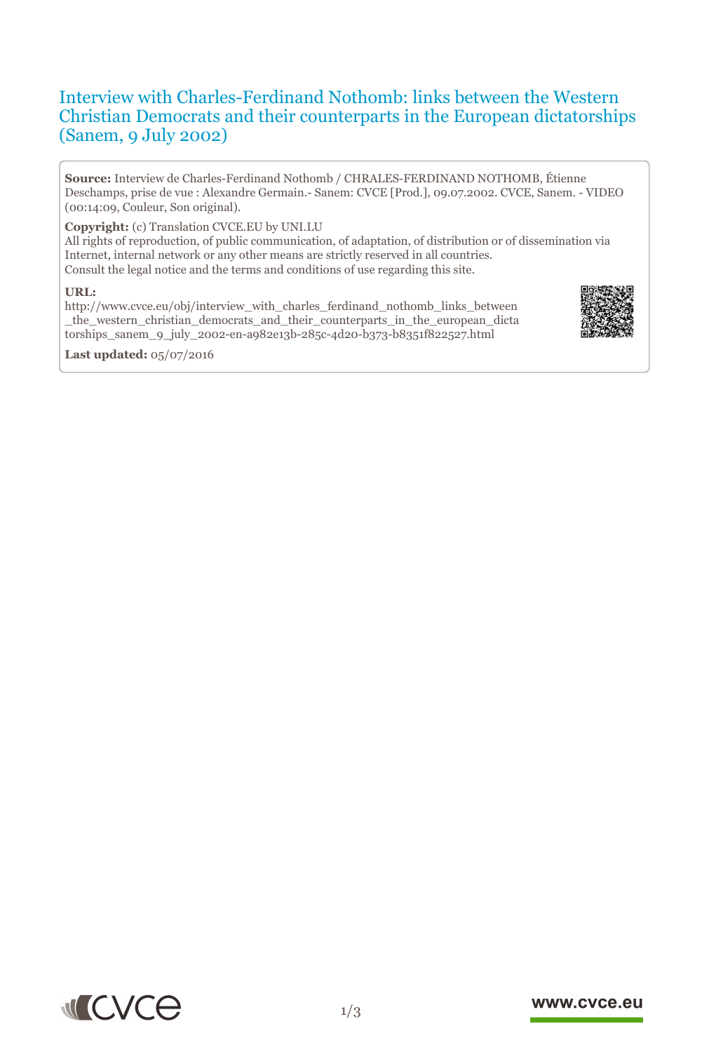# Interview with Charles-Ferdinand Nothomb: links between the Western Christian Democrats and their counterparts in the European dictatorships (Sanem, 9 July 2002)

**Source:** Interview de Charles-Ferdinand Nothomb / CHRALES-FERDINAND NOTHOMB, Étienne Deschamps, prise de vue : Alexandre Germain.- Sanem: CVCE [Prod.], 09.07.2002. CVCE, Sanem. - VIDEO (00:14:09, Couleur, Son original).

**Copyright:** (c) Translation CVCE.EU by UNI.LU
All rights of reproduction, of public communication, of adaptation, of distribution or of dissemination via Internet, internal network or any other means are strictly reserved in all countries.
Consult the legal notice and the terms and conditions of use regarding this site.

**URL:**
http://www.cvce.eu/obj/interview_with_charles_ferdinand_nothomb_links_between_the_western_christian_democrats_and_their_counterparts_in_the_european_dictatorships_sanem_9_july_2002-en-a982e13b-285c-4d20-b373-b8351f822527.html

**Last updated:** 05/07/2016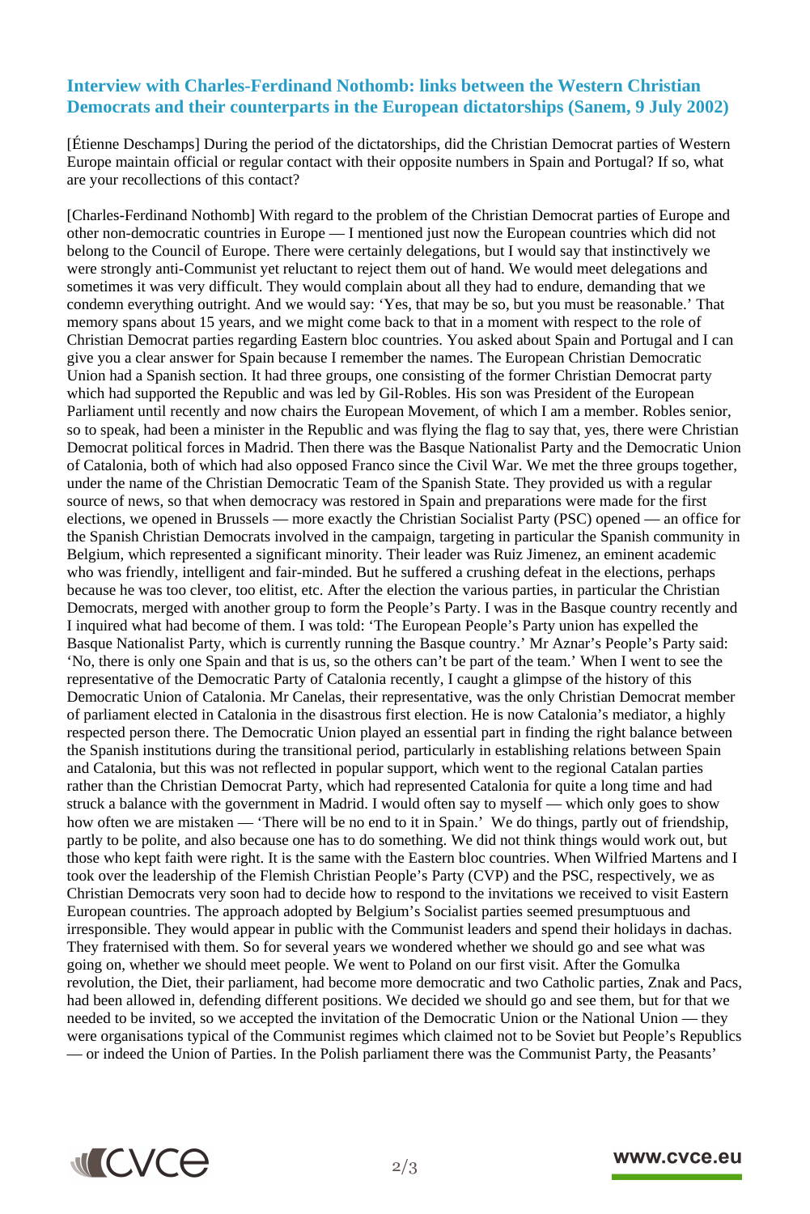## Interview with Charles-Ferdinand Nothomb: links between the Western Christian Democrats and their counterparts in the European dictatorships (Sanem, 9 July 2002)

[Étienne Deschamps] During the period of the dictatorships, did the Christian Democrat parties of Western Europe maintain official or regular contact with their opposite numbers in Spain and Portugal? If so, what are your recollections of this contact?

[Charles-Ferdinand Nothomb] With regard to the problem of the Christian Democrat parties of Europe and other non-democratic countries in Europe — I mentioned just now the European countries which did not belong to the Council of Europe. There were certainly delegations, but I would say that instinctively we were strongly anti-Communist yet reluctant to reject them out of hand. We would meet delegations and sometimes it was very difficult. They would complain about all they had to endure, demanding that we condemn everything outright. And we would say: 'Yes, that may be so, but you must be reasonable.' That memory spans about 15 years, and we might come back to that in a moment with respect to the role of Christian Democrat parties regarding Eastern bloc countries. You asked about Spain and Portugal and I can give you a clear answer for Spain because I remember the names. The European Christian Democratic Union had a Spanish section. It had three groups, one consisting of the former Christian Democrat party which had supported the Republic and was led by Gil-Robles. His son was President of the European Parliament until recently and now chairs the European Movement, of which I am a member. Robles senior, so to speak, had been a minister in the Republic and was flying the flag to say that, yes, there were Christian Democrat political forces in Madrid. Then there was the Basque Nationalist Party and the Democratic Union of Catalonia, both of which had also opposed Franco since the Civil War. We met the three groups together, under the name of the Christian Democratic Team of the Spanish State. They provided us with a regular source of news, so that when democracy was restored in Spain and preparations were made for the first elections, we opened in Brussels — more exactly the Christian Socialist Party (PSC) opened — an office for the Spanish Christian Democrats involved in the campaign, targeting in particular the Spanish community in Belgium, which represented a significant minority. Their leader was Ruiz Jimenez, an eminent academic who was friendly, intelligent and fair-minded. But he suffered a crushing defeat in the elections, perhaps because he was too clever, too elitist, etc. After the election the various parties, in particular the Christian Democrats, merged with another group to form the People's Party. I was in the Basque country recently and I inquired what had become of them. I was told: 'The European People's Party union has expelled the Basque Nationalist Party, which is currently running the Basque country.' Mr Aznar's People's Party said: 'No, there is only one Spain and that is us, so the others can't be part of the team.' When I went to see the representative of the Democratic Party of Catalonia recently, I caught a glimpse of the history of this Democratic Union of Catalonia. Mr Canelas, their representative, was the only Christian Democrat member of parliament elected in Catalonia in the disastrous first election. He is now Catalonia's mediator, a highly respected person there. The Democratic Union played an essential part in finding the right balance between the Spanish institutions during the transitional period, particularly in establishing relations between Spain and Catalonia, but this was not reflected in popular support, which went to the regional Catalan parties rather than the Christian Democrat Party, which had represented Catalonia for quite a long time and had struck a balance with the government in Madrid. I would often say to myself — which only goes to show how often we are mistaken — 'There will be no end to it in Spain.' We do things, partly out of friendship, partly to be polite, and also because one has to do something. We did not think things would work out, but those who kept faith were right. It is the same with the Eastern bloc countries. When Wilfried Martens and I took over the leadership of the Flemish Christian People's Party (CVP) and the PSC, respectively, we as Christian Democrats very soon had to decide how to respond to the invitations we received to visit Eastern European countries. The approach adopted by Belgium's Socialist parties seemed presumptuous and irresponsible. They would appear in public with the Communist leaders and spend their holidays in dachas. They fraternised with them. So for several years we wondered whether we should go and see what was going on, whether we should meet people. We went to Poland on our first visit. After the Gomulka revolution, the Diet, their parliament, had become more democratic and two Catholic parties, Znak and Pacs, had been allowed in, defending different positions. We decided we should go and see them, but for that we needed to be invited, so we accepted the invitation of the Democratic Union or the National Union — they were organisations typical of the Communist regimes which claimed not to be Soviet but People's Republics — or indeed the Union of Parties. In the Polish parliament there was the Communist Party, the Peasants'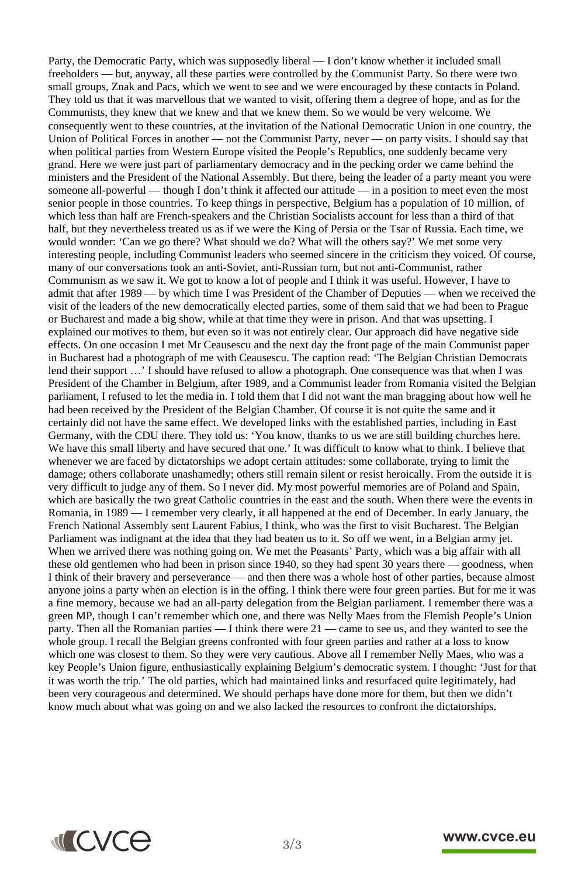Party, the Democratic Party, which was supposedly liberal — I don't know whether it included small freeholders — but, anyway, all these parties were controlled by the Communist Party. So there were two small groups, Znak and Pacs, which we went to see and we were encouraged by these contacts in Poland. They told us that it was marvellous that we wanted to visit, offering them a degree of hope, and as for the Communists, they knew that we knew and that we knew them. So we would be very welcome. We consequently went to these countries, at the invitation of the National Democratic Union in one country, the Union of Political Forces in another — not the Communist Party, never — on party visits. I should say that when political parties from Western Europe visited the People's Republics, one suddenly became very grand. Here we were just part of parliamentary democracy and in the pecking order we came behind the ministers and the President of the National Assembly. But there, being the leader of a party meant you were someone all-powerful — though I don't think it affected our attitude — in a position to meet even the most senior people in those countries. To keep things in perspective, Belgium has a population of 10 million, of which less than half are French-speakers and the Christian Socialists account for less than a third of that half, but they nevertheless treated us as if we were the King of Persia or the Tsar of Russia. Each time, we would wonder: 'Can we go there? What should we do? What will the others say?' We met some very interesting people, including Communist leaders who seemed sincere in the criticism they voiced. Of course, many of our conversations took an anti-Soviet, anti-Russian turn, but not anti-Communist, rather Communism as we saw it. We got to know a lot of people and I think it was useful. However, I have to admit that after 1989 — by which time I was President of the Chamber of Deputies — when we received the visit of the leaders of the new democratically elected parties, some of them said that we had been to Prague or Bucharest and made a big show, while at that time they were in prison. And that was upsetting. I explained our motives to them, but even so it was not entirely clear. Our approach did have negative side effects. On one occasion I met Mr Ceausescu and the next day the front page of the main Communist paper in Bucharest had a photograph of me with Ceausescu. The caption read: 'The Belgian Christian Democrats lend their support …' I should have refused to allow a photograph. One consequence was that when I was President of the Chamber in Belgium, after 1989, and a Communist leader from Romania visited the Belgian parliament, I refused to let the media in. I told them that I did not want the man bragging about how well he had been received by the President of the Belgian Chamber. Of course it is not quite the same and it certainly did not have the same effect. We developed links with the established parties, including in East Germany, with the CDU there. They told us: 'You know, thanks to us we are still building churches here. We have this small liberty and have secured that one.' It was difficult to know what to think. I believe that whenever we are faced by dictatorships we adopt certain attitudes: some collaborate, trying to limit the damage; others collaborate unashamedly; others still remain silent or resist heroically. From the outside it is very difficult to judge any of them. So I never did. My most powerful memories are of Poland and Spain, which are basically the two great Catholic countries in the east and the south. When there were the events in Romania, in 1989 — I remember very clearly, it all happened at the end of December. In early January, the French National Assembly sent Laurent Fabius, I think, who was the first to visit Bucharest. The Belgian Parliament was indignant at the idea that they had beaten us to it. So off we went, in a Belgian army jet. When we arrived there was nothing going on. We met the Peasants' Party, which was a big affair with all these old gentlemen who had been in prison since 1940, so they had spent 30 years there — goodness, when I think of their bravery and perseverance — and then there was a whole host of other parties, because almost anyone joins a party when an election is in the offing. I think there were four green parties. But for me it was a fine memory, because we had an all-party delegation from the Belgian parliament. I remember there was a green MP, though I can't remember which one, and there was Nelly Maes from the Flemish People's Union party. Then all the Romanian parties — I think there were 21 — came to see us, and they wanted to see the whole group. I recall the Belgian greens confronted with four green parties and rather at a loss to know which one was closest to them. So they were very cautious. Above all I remember Nelly Maes, who was a key People's Union figure, enthusiastically explaining Belgium's democratic system. I thought: 'Just for that it was worth the trip.' The old parties, which had maintained links and resurfaced quite legitimately, had been very courageous and determined. We should perhaps have done more for them, but then we didn't know much about what was going on and we also lacked the resources to confront the dictatorships.